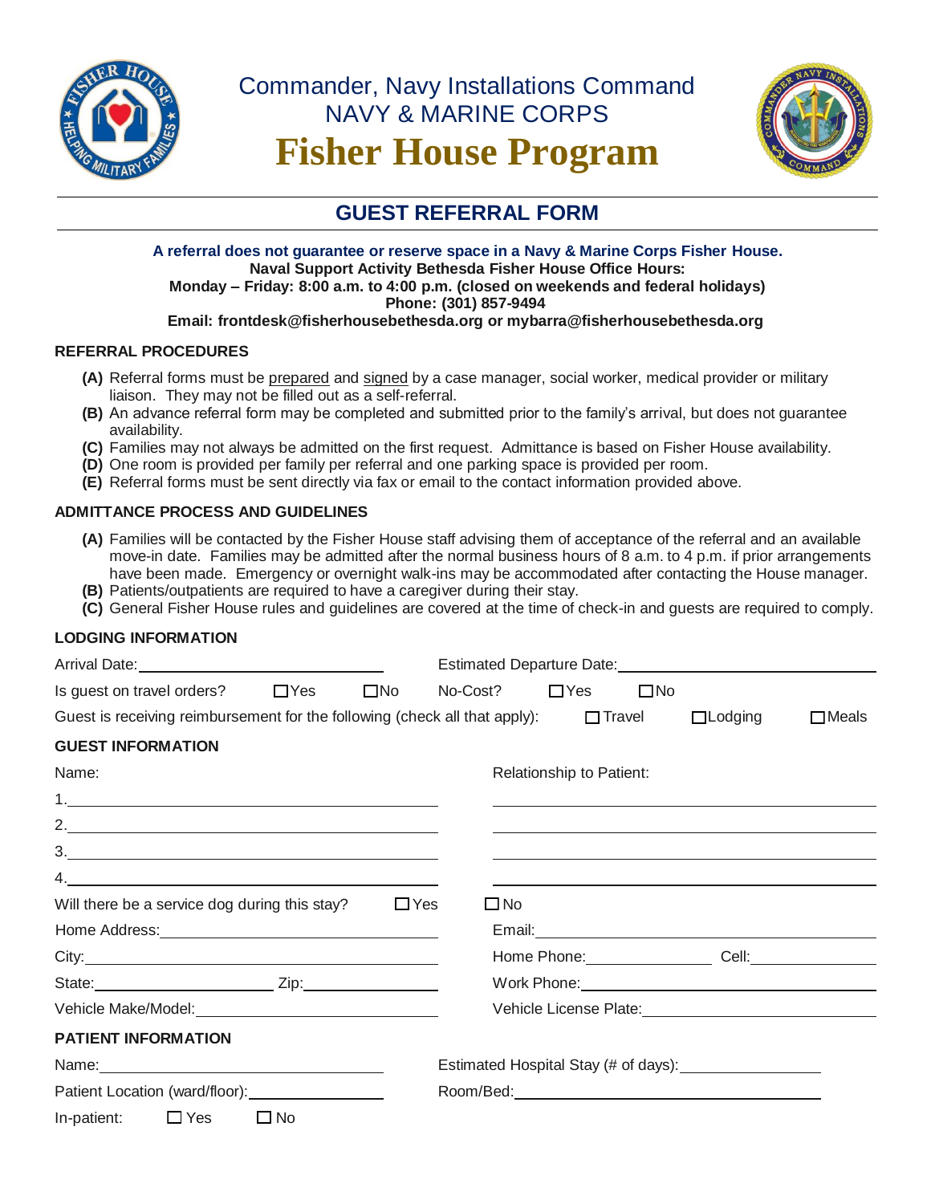Commander, Navy Installations Command
NAVY & MARINE CORPS

# Fisher House Program

## GUEST REFERRAL FORM

**A referral does not guarantee or reserve space in a Navy & Marine Corps Fisher House.**
**Naval Support Activity Bethesda Fisher House Office Hours:**
**Monday – Friday: 8:00 a.m. to 4:00 p.m. (closed on weekends and federal holidays)**
**Phone: (301) 857-9494**
**Email: frontdesk@fisherhousebethesda.org or mybarra@fisherhousebethesda.org**

### REFERRAL PROCEDURES

- **(A)** Referral forms must be prepared and signed by a case manager, social worker, medical provider or military liaison. They may not be filled out as a self-referral.
- **(B)** An advance referral form may be completed and submitted prior to the family's arrival, but does not guarantee availability.
- **(C)** Families may not always be admitted on the first request. Admittance is based on Fisher House availability.
- **(D)** One room is provided per family per referral and one parking space is provided per room.
- **(E)** Referral forms must be sent directly via fax or email to the contact information provided above.

### ADMITTANCE PROCESS AND GUIDELINES

- **(A)** Families will be contacted by the Fisher House staff advising them of acceptance of the referral and an available move-in date. Families may be admitted after the normal business hours of 8 a.m. to 4 p.m. if prior arrangements have been made. Emergency or overnight walk-ins may be accommodated after contacting the House manager.
- **(B)** Patients/outpatients are required to have a caregiver during their stay.
- **(C)** General Fisher House rules and guidelines are covered at the time of check-in and guests are required to comply.

### LODGING INFORMATION

Arrival Date: ____________________ Estimated Departure Date: ____________________

Is guest on travel orders? ☐ Yes ☐ No No-Cost? ☐ Yes ☐ No

Guest is receiving reimbursement for the following (check all that apply): ☐ Travel ☐ Lodging ☐ Meals

### GUEST INFORMATION

| Name: | Relationship to Patient: |
|---|---|
| 1. | |
| 2. | |
| 3. | |
| 4. | |

Will there be a service dog during this stay? ☐ Yes ☐ No

Home Address: ____________________ Email: ____________________

City: ____________________ Home Phone: __________ Cell: __________

State: __________ Zip: __________ Work Phone: ____________________

Vehicle Make/Model: ____________________ Vehicle License Plate: ____________________

### PATIENT INFORMATION

Name: ____________________ Estimated Hospital Stay (# of days): __________

Patient Location (ward/floor): __________ Room/Bed: ____________________

In-patient: ☐ Yes ☐ No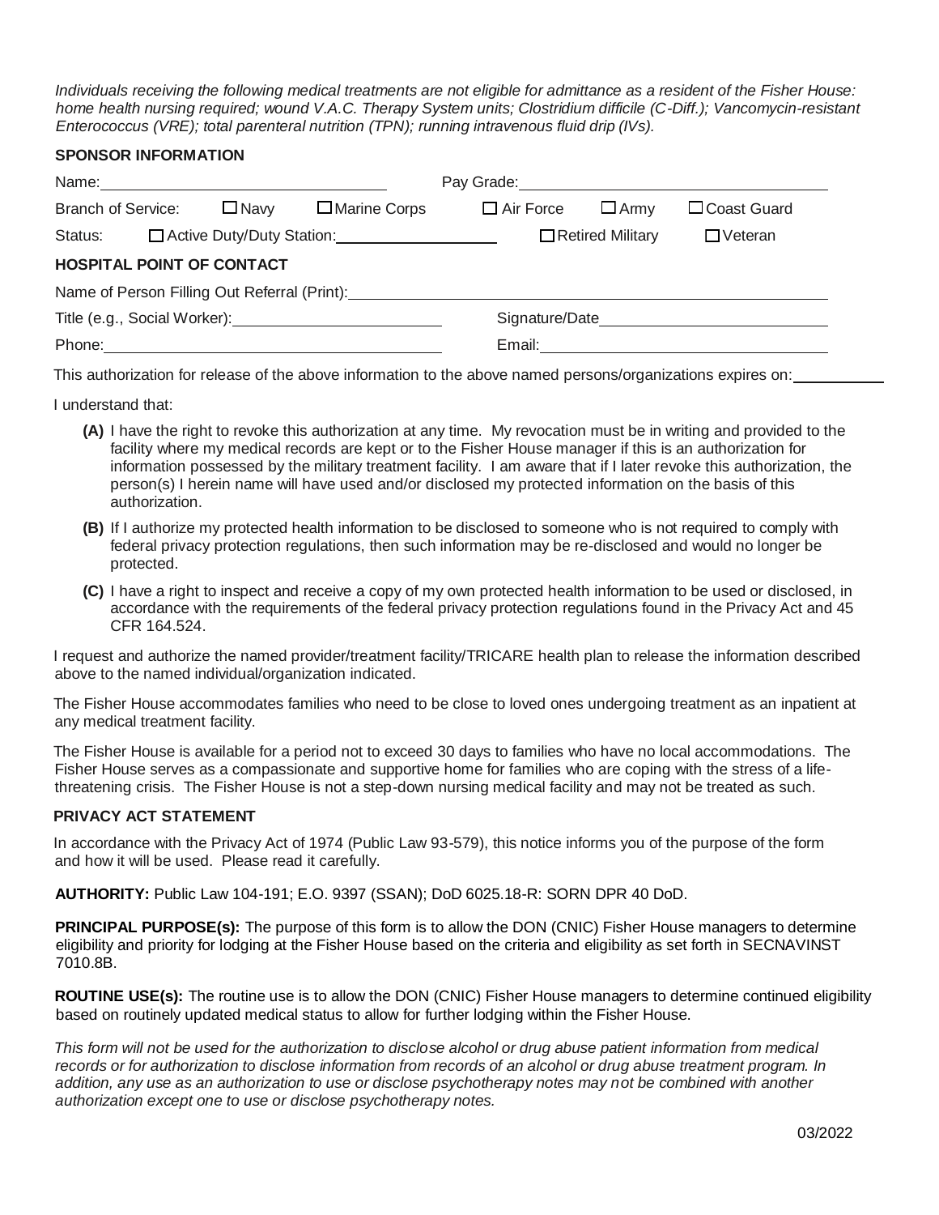*Individuals receiving the following medical treatments are not eligible for admittance as a resident of the Fisher House: home health nursing required; wound V.A.C. Therapy System units; Clostridium difficile (C-Diff.); Vancomycin-resistant Enterococcus (VRE); total parenteral nutrition (TPN); running intravenous fluid drip (IVs).*

**SPONSOR INFORMATION**

Name: ______________________________ Pay Grade: ______________________________

Branch of Service: ☐ Navy ☐ Marine Corps ☐ Air Force ☐ Army ☐ Coast Guard

Status: ☐ Active Duty/Duty Station: ________________ ☐ Retired Military ☐ Veteran

**HOSPITAL POINT OF CONTACT**

Name of Person Filling Out Referral (Print): ______________________________

Title (e.g., Social Worker): ______________________ Signature/Date ______________________

Phone: ______________________________ Email: ______________________________

This authorization for release of the above information to the above named persons/organizations expires on: __________

I understand that:

- **(A)** I have the right to revoke this authorization at any time. My revocation must be in writing and provided to the facility where my medical records are kept or to the Fisher House manager if this is an authorization for information possessed by the military treatment facility. I am aware that if I later revoke this authorization, the person(s) I herein name will have used and/or disclosed my protected information on the basis of this authorization.
- **(B)** If I authorize my protected health information to be disclosed to someone who is not required to comply with federal privacy protection regulations, then such information may be re-disclosed and would no longer be protected.
- **(C)** I have a right to inspect and receive a copy of my own protected health information to be used or disclosed, in accordance with the requirements of the federal privacy protection regulations found in the Privacy Act and 45 CFR 164.524.

I request and authorize the named provider/treatment facility/TRICARE health plan to release the information described above to the named individual/organization indicated.

The Fisher House accommodates families who need to be close to loved ones undergoing treatment as an inpatient at any medical treatment facility.

The Fisher House is available for a period not to exceed 30 days to families who have no local accommodations. The Fisher House serves as a compassionate and supportive home for families who are coping with the stress of a life-threatening crisis. The Fisher House is not a step-down nursing medical facility and may not be treated as such.

**PRIVACY ACT STATEMENT**

In accordance with the Privacy Act of 1974 (Public Law 93-579), this notice informs you of the purpose of the form and how it will be used. Please read it carefully.

**AUTHORITY:** Public Law 104-191; E.O. 9397 (SSAN); DoD 6025.18-R: SORN DPR 40 DoD.

**PRINCIPAL PURPOSE(s):** The purpose of this form is to allow the DON (CNIC) Fisher House managers to determine eligibility and priority for lodging at the Fisher House based on the criteria and eligibility as set forth in SECNAVINST 7010.8B.

**ROUTINE USE(s):** The routine use is to allow the DON (CNIC) Fisher House managers to determine continued eligibility based on routinely updated medical status to allow for further lodging within the Fisher House.

*This form will not be used for the authorization to disclose alcohol or drug abuse patient information from medical records or for authorization to disclose information from records of an alcohol or drug abuse treatment program. In addition, any use as an authorization to use or disclose psychotherapy notes may not be combined with another authorization except one to use or disclose psychotherapy notes.*

03/2022